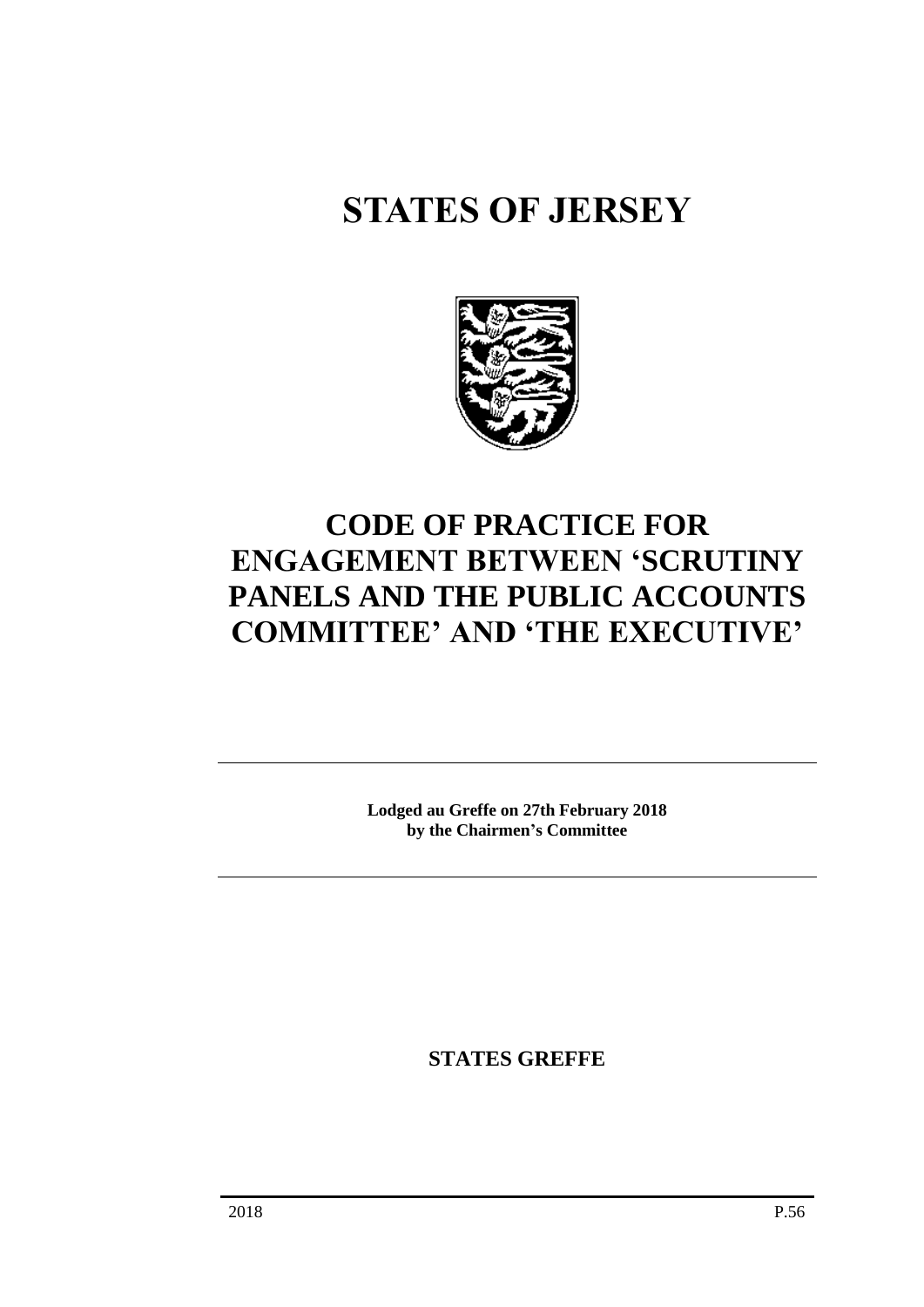# STATES OF JERSEY

# CODE OF PRACTICE FOR ENGAGEMENT BETWEEN 'SCRUTINY PANELS AND THE PUBLIC ACCOUNTS COMMITTEE' AND 'THE EXECUTIVE'

**Lodged au Greffe on 27th February 2018**
**by the Chairmen's Committee**

**STATES GREFFE**

2018 P.56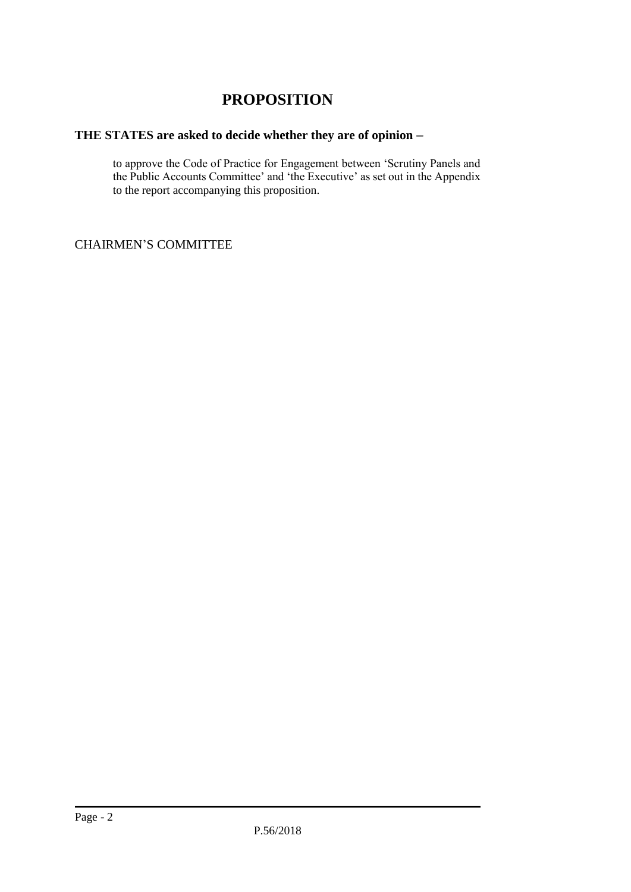# PROPOSITION

**THE STATES are asked to decide whether they are of opinion −**

to approve the Code of Practice for Engagement between 'Scrutiny Panels and the Public Accounts Committee' and 'the Executive' as set out in the Appendix to the report accompanying this proposition.

CHAIRMEN'S COMMITTEE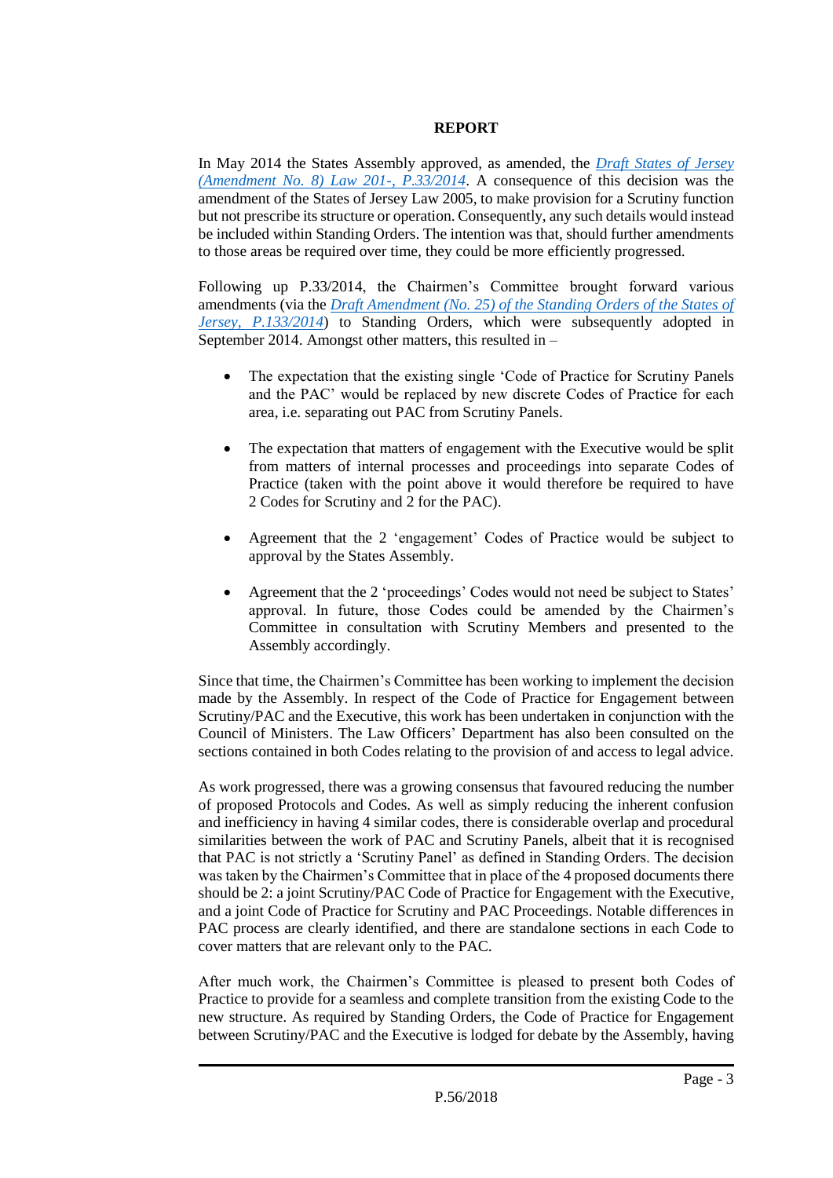**REPORT**

In May 2014 the States Assembly approved, as amended, the *Draft States of Jersey (Amendment No. 8) Law 201-, P.33/2014*. A consequence of this decision was the amendment of the States of Jersey Law 2005, to make provision for a Scrutiny function but not prescribe its structure or operation. Consequently, any such details would instead be included within Standing Orders. The intention was that, should further amendments to those areas be required over time, they could be more efficiently progressed.

Following up P.33/2014, the Chairmen's Committee brought forward various amendments (via the *Draft Amendment (No. 25) of the Standing Orders of the States of Jersey, P.133/2014*) to Standing Orders, which were subsequently adopted in September 2014. Amongst other matters, this resulted in –

- The expectation that the existing single 'Code of Practice for Scrutiny Panels and the PAC' would be replaced by new discrete Codes of Practice for each area, i.e. separating out PAC from Scrutiny Panels.
- The expectation that matters of engagement with the Executive would be split from matters of internal processes and proceedings into separate Codes of Practice (taken with the point above it would therefore be required to have 2 Codes for Scrutiny and 2 for the PAC).
- Agreement that the 2 'engagement' Codes of Practice would be subject to approval by the States Assembly.
- Agreement that the 2 'proceedings' Codes would not need be subject to States' approval. In future, those Codes could be amended by the Chairmen's Committee in consultation with Scrutiny Members and presented to the Assembly accordingly.

Since that time, the Chairmen's Committee has been working to implement the decision made by the Assembly. In respect of the Code of Practice for Engagement between Scrutiny/PAC and the Executive, this work has been undertaken in conjunction with the Council of Ministers. The Law Officers' Department has also been consulted on the sections contained in both Codes relating to the provision of and access to legal advice.

As work progressed, there was a growing consensus that favoured reducing the number of proposed Protocols and Codes. As well as simply reducing the inherent confusion and inefficiency in having 4 similar codes, there is considerable overlap and procedural similarities between the work of PAC and Scrutiny Panels, albeit that it is recognised that PAC is not strictly a 'Scrutiny Panel' as defined in Standing Orders. The decision was taken by the Chairmen's Committee that in place of the 4 proposed documents there should be 2: a joint Scrutiny/PAC Code of Practice for Engagement with the Executive, and a joint Code of Practice for Scrutiny and PAC Proceedings. Notable differences in PAC process are clearly identified, and there are standalone sections in each Code to cover matters that are relevant only to the PAC.

After much work, the Chairmen's Committee is pleased to present both Codes of Practice to provide for a seamless and complete transition from the existing Code to the new structure. As required by Standing Orders, the Code of Practice for Engagement between Scrutiny/PAC and the Executive is lodged for debate by the Assembly, having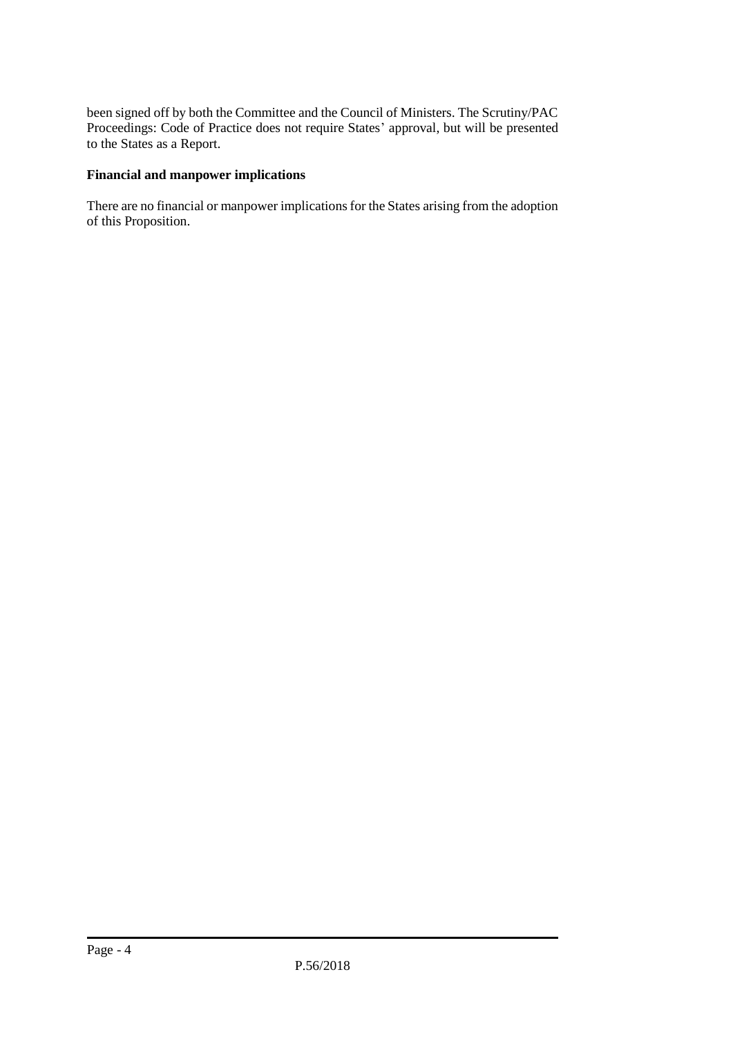been signed off by both the Committee and the Council of Ministers. The Scrutiny/PAC Proceedings: Code of Practice does not require States' approval, but will be presented to the States as a Report.

**Financial and manpower implications**

There are no financial or manpower implications for the States arising from the adoption of this Proposition.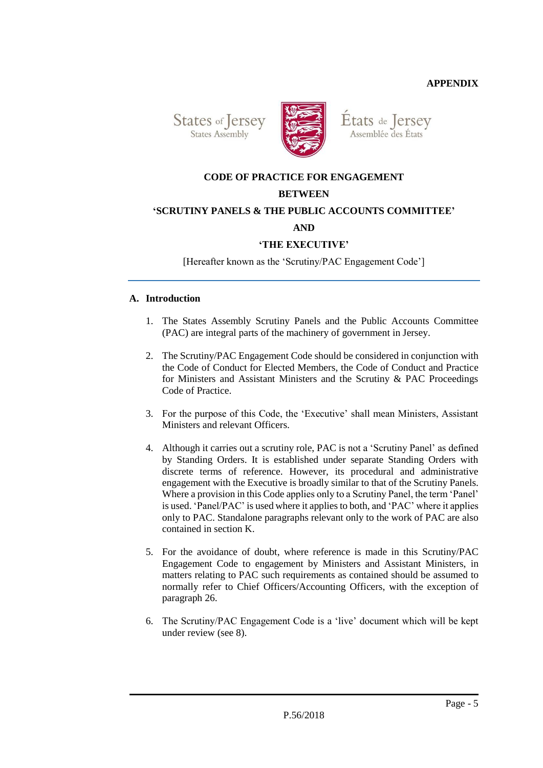**APPENDIX**

States of Jersey
States Assembly

États de Jersey
Assemblée des États

**CODE OF PRACTICE FOR ENGAGEMENT**

**BETWEEN**

**'SCRUTINY PANELS & THE PUBLIC ACCOUNTS COMMITTEE'**

**AND**

**'THE EXECUTIVE'**

[Hereafter known as the 'Scrutiny/PAC Engagement Code']

---

## A. Introduction

1. The States Assembly Scrutiny Panels and the Public Accounts Committee (PAC) are integral parts of the machinery of government in Jersey.

2. The Scrutiny/PAC Engagement Code should be considered in conjunction with the Code of Conduct for Elected Members, the Code of Conduct and Practice for Ministers and Assistant Ministers and the Scrutiny & PAC Proceedings Code of Practice.

3. For the purpose of this Code, the 'Executive' shall mean Ministers, Assistant Ministers and relevant Officers.

4. Although it carries out a scrutiny role, PAC is not a 'Scrutiny Panel' as defined by Standing Orders. It is established under separate Standing Orders with discrete terms of reference. However, its procedural and administrative engagement with the Executive is broadly similar to that of the Scrutiny Panels. Where a provision in this Code applies only to a Scrutiny Panel, the term 'Panel' is used. 'Panel/PAC' is used where it applies to both, and 'PAC' where it applies only to PAC. Standalone paragraphs relevant only to the work of PAC are also contained in section K.

5. For the avoidance of doubt, where reference is made in this Scrutiny/PAC Engagement Code to engagement by Ministers and Assistant Ministers, in matters relating to PAC such requirements as contained should be assumed to normally refer to Chief Officers/Accounting Officers, with the exception of paragraph 26.

6. The Scrutiny/PAC Engagement Code is a 'live' document which will be kept under review (see 8).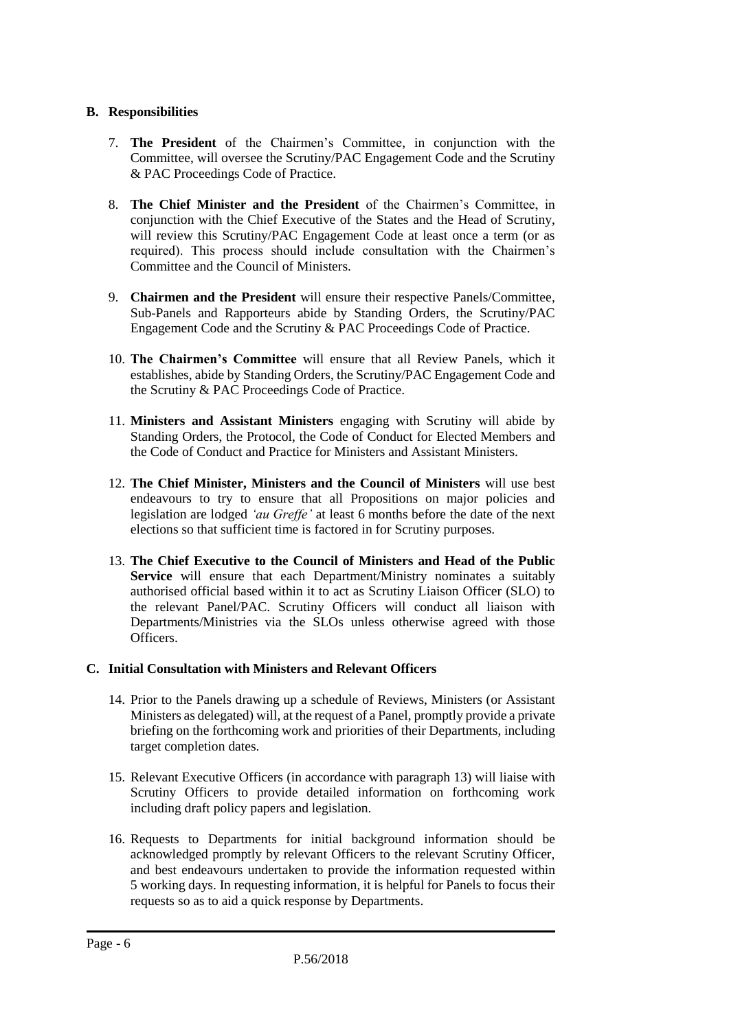## B. Responsibilities

7. **The President** of the Chairmen's Committee, in conjunction with the Committee, will oversee the Scrutiny/PAC Engagement Code and the Scrutiny & PAC Proceedings Code of Practice.

8. **The Chief Minister and the President** of the Chairmen's Committee, in conjunction with the Chief Executive of the States and the Head of Scrutiny, will review this Scrutiny/PAC Engagement Code at least once a term (or as required). This process should include consultation with the Chairmen's Committee and the Council of Ministers.

9. **Chairmen and the President** will ensure their respective Panels/Committee, Sub-Panels and Rapporteurs abide by Standing Orders, the Scrutiny/PAC Engagement Code and the Scrutiny & PAC Proceedings Code of Practice.

10. **The Chairmen's Committee** will ensure that all Review Panels, which it establishes, abide by Standing Orders, the Scrutiny/PAC Engagement Code and the Scrutiny & PAC Proceedings Code of Practice.

11. **Ministers and Assistant Ministers** engaging with Scrutiny will abide by Standing Orders, the Protocol, the Code of Conduct for Elected Members and the Code of Conduct and Practice for Ministers and Assistant Ministers.

12. **The Chief Minister, Ministers and the Council of Ministers** will use best endeavours to try to ensure that all Propositions on major policies and legislation are lodged *'au Greffe'* at least 6 months before the date of the next elections so that sufficient time is factored in for Scrutiny purposes.

13. **The Chief Executive to the Council of Ministers and Head of the Public Service** will ensure that each Department/Ministry nominates a suitably authorised official based within it to act as Scrutiny Liaison Officer (SLO) to the relevant Panel/PAC. Scrutiny Officers will conduct all liaison with Departments/Ministries via the SLOs unless otherwise agreed with those Officers.

## C. Initial Consultation with Ministers and Relevant Officers

14. Prior to the Panels drawing up a schedule of Reviews, Ministers (or Assistant Ministers as delegated) will, at the request of a Panel, promptly provide a private briefing on the forthcoming work and priorities of their Departments, including target completion dates.

15. Relevant Executive Officers (in accordance with paragraph 13) will liaise with Scrutiny Officers to provide detailed information on forthcoming work including draft policy papers and legislation.

16. Requests to Departments for initial background information should be acknowledged promptly by relevant Officers to the relevant Scrutiny Officer, and best endeavours undertaken to provide the information requested within 5 working days. In requesting information, it is helpful for Panels to focus their requests so as to aid a quick response by Departments.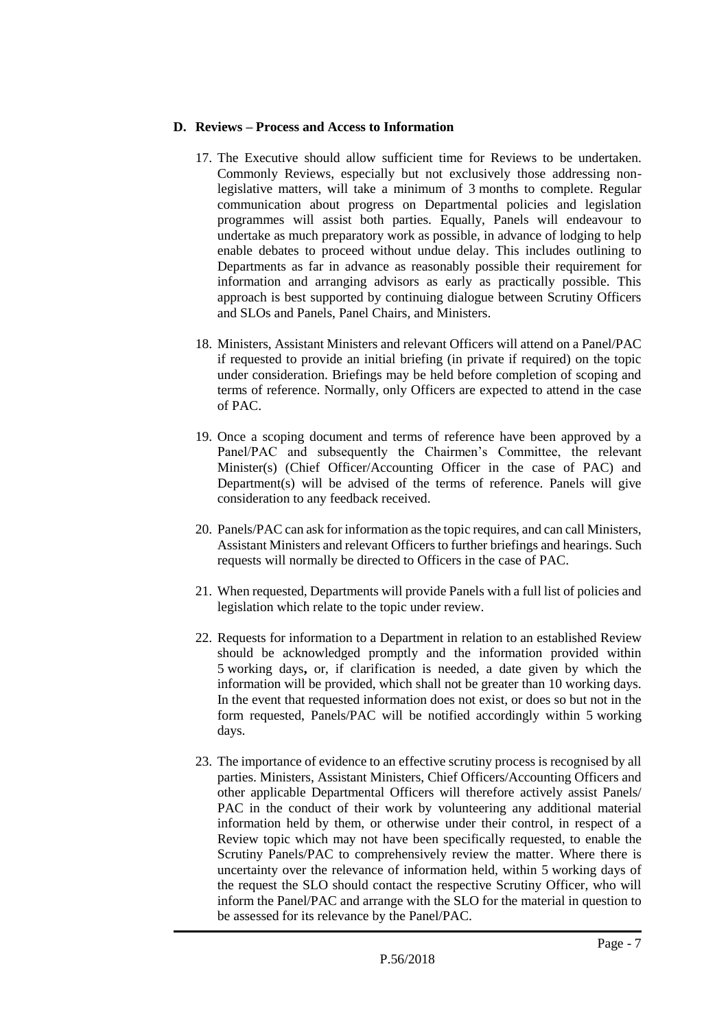### D. Reviews – Process and Access to Information

17. The Executive should allow sufficient time for Reviews to be undertaken. Commonly Reviews, especially but not exclusively those addressing non-legislative matters, will take a minimum of 3 months to complete. Regular communication about progress on Departmental policies and legislation programmes will assist both parties. Equally, Panels will endeavour to undertake as much preparatory work as possible, in advance of lodging to help enable debates to proceed without undue delay. This includes outlining to Departments as far in advance as reasonably possible their requirement for information and arranging advisors as early as practically possible. This approach is best supported by continuing dialogue between Scrutiny Officers and SLOs and Panels, Panel Chairs, and Ministers.

18. Ministers, Assistant Ministers and relevant Officers will attend on a Panel/PAC if requested to provide an initial briefing (in private if required) on the topic under consideration. Briefings may be held before completion of scoping and terms of reference. Normally, only Officers are expected to attend in the case of PAC.

19. Once a scoping document and terms of reference have been approved by a Panel/PAC and subsequently the Chairmen's Committee, the relevant Minister(s) (Chief Officer/Accounting Officer in the case of PAC) and Department(s) will be advised of the terms of reference. Panels will give consideration to any feedback received.

20. Panels/PAC can ask for information as the topic requires, and can call Ministers, Assistant Ministers and relevant Officers to further briefings and hearings. Such requests will normally be directed to Officers in the case of PAC.

21. When requested, Departments will provide Panels with a full list of policies and legislation which relate to the topic under review.

22. Requests for information to a Department in relation to an established Review should be acknowledged promptly and the information provided within 5 working days**,** or, if clarification is needed, a date given by which the information will be provided, which shall not be greater than 10 working days. In the event that requested information does not exist, or does so but not in the form requested, Panels/PAC will be notified accordingly within 5 working days.

23. The importance of evidence to an effective scrutiny process is recognised by all parties. Ministers, Assistant Ministers, Chief Officers/Accounting Officers and other applicable Departmental Officers will therefore actively assist Panels/ PAC in the conduct of their work by volunteering any additional material information held by them, or otherwise under their control, in respect of a Review topic which may not have been specifically requested, to enable the Scrutiny Panels/PAC to comprehensively review the matter. Where there is uncertainty over the relevance of information held, within 5 working days of the request the SLO should contact the respective Scrutiny Officer, who will inform the Panel/PAC and arrange with the SLO for the material in question to be assessed for its relevance by the Panel/PAC.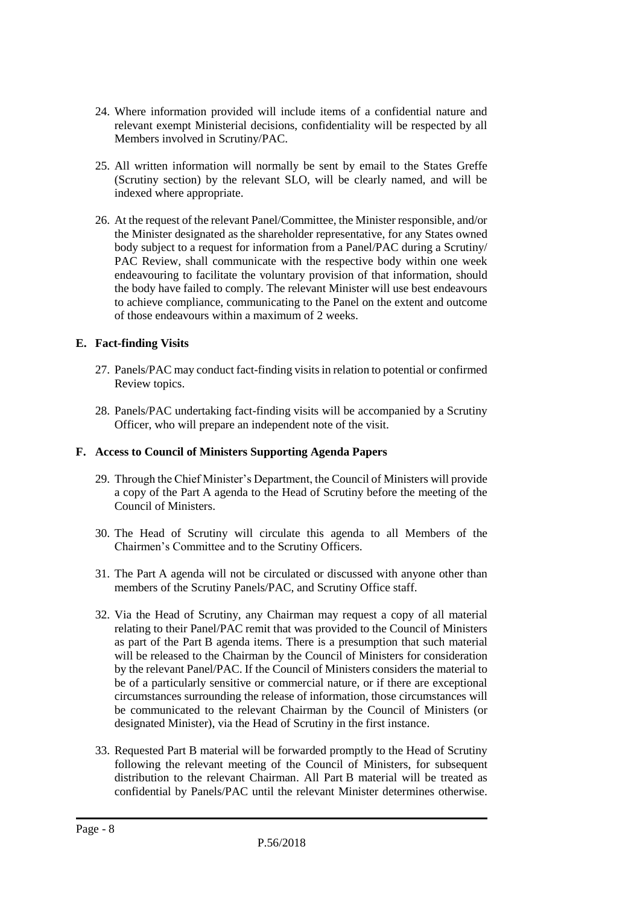24. Where information provided will include items of a confidential nature and relevant exempt Ministerial decisions, confidentiality will be respected by all Members involved in Scrutiny/PAC.

25. All written information will normally be sent by email to the States Greffe (Scrutiny section) by the relevant SLO, will be clearly named, and will be indexed where appropriate.

26. At the request of the relevant Panel/Committee, the Minister responsible, and/or the Minister designated as the shareholder representative, for any States owned body subject to a request for information from a Panel/PAC during a Scrutiny/ PAC Review, shall communicate with the respective body within one week endeavouring to facilitate the voluntary provision of that information, should the body have failed to comply. The relevant Minister will use best endeavours to achieve compliance, communicating to the Panel on the extent and outcome of those endeavours within a maximum of 2 weeks.

### E. Fact-finding Visits

27. Panels/PAC may conduct fact-finding visits in relation to potential or confirmed Review topics.

28. Panels/PAC undertaking fact-finding visits will be accompanied by a Scrutiny Officer, who will prepare an independent note of the visit.

### F. Access to Council of Ministers Supporting Agenda Papers

29. Through the Chief Minister's Department, the Council of Ministers will provide a copy of the Part A agenda to the Head of Scrutiny before the meeting of the Council of Ministers.

30. The Head of Scrutiny will circulate this agenda to all Members of the Chairmen's Committee and to the Scrutiny Officers.

31. The Part A agenda will not be circulated or discussed with anyone other than members of the Scrutiny Panels/PAC, and Scrutiny Office staff.

32. Via the Head of Scrutiny, any Chairman may request a copy of all material relating to their Panel/PAC remit that was provided to the Council of Ministers as part of the Part B agenda items. There is a presumption that such material will be released to the Chairman by the Council of Ministers for consideration by the relevant Panel/PAC. If the Council of Ministers considers the material to be of a particularly sensitive or commercial nature, or if there are exceptional circumstances surrounding the release of information, those circumstances will be communicated to the relevant Chairman by the Council of Ministers (or designated Minister), via the Head of Scrutiny in the first instance.

33. Requested Part B material will be forwarded promptly to the Head of Scrutiny following the relevant meeting of the Council of Ministers, for subsequent distribution to the relevant Chairman. All Part B material will be treated as confidential by Panels/PAC until the relevant Minister determines otherwise.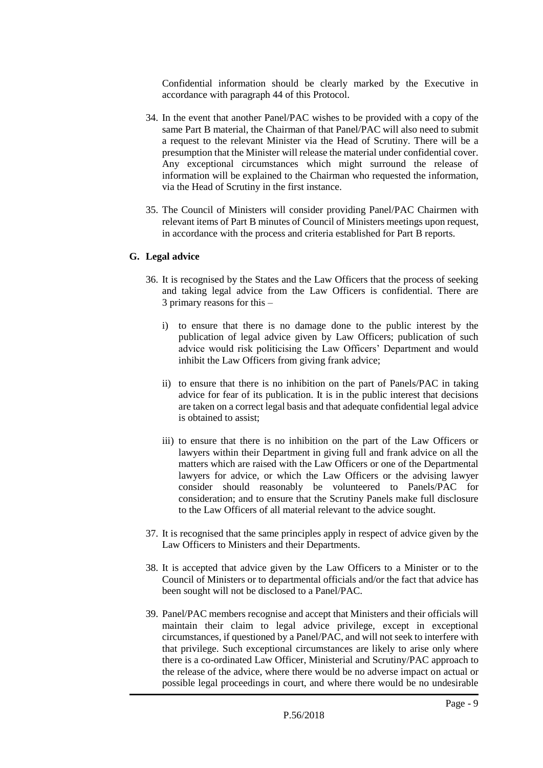Confidential information should be clearly marked by the Executive in accordance with paragraph 44 of this Protocol.

34. In the event that another Panel/PAC wishes to be provided with a copy of the same Part B material, the Chairman of that Panel/PAC will also need to submit a request to the relevant Minister via the Head of Scrutiny. There will be a presumption that the Minister will release the material under confidential cover. Any exceptional circumstances which might surround the release of information will be explained to the Chairman who requested the information, via the Head of Scrutiny in the first instance.

35. The Council of Ministers will consider providing Panel/PAC Chairmen with relevant items of Part B minutes of Council of Ministers meetings upon request, in accordance with the process and criteria established for Part B reports.

### G. Legal advice

36. It is recognised by the States and the Law Officers that the process of seeking and taking legal advice from the Law Officers is confidential. There are 3 primary reasons for this –

    i) to ensure that there is no damage done to the public interest by the publication of legal advice given by Law Officers; publication of such advice would risk politicising the Law Officers' Department and would inhibit the Law Officers from giving frank advice;

    ii) to ensure that there is no inhibition on the part of Panels/PAC in taking advice for fear of its publication. It is in the public interest that decisions are taken on a correct legal basis and that adequate confidential legal advice is obtained to assist;

    iii) to ensure that there is no inhibition on the part of the Law Officers or lawyers within their Department in giving full and frank advice on all the matters which are raised with the Law Officers or one of the Departmental lawyers for advice, or which the Law Officers or the advising lawyer consider should reasonably be volunteered to Panels/PAC for consideration; and to ensure that the Scrutiny Panels make full disclosure to the Law Officers of all material relevant to the advice sought.

37. It is recognised that the same principles apply in respect of advice given by the Law Officers to Ministers and their Departments.

38. It is accepted that advice given by the Law Officers to a Minister or to the Council of Ministers or to departmental officials and/or the fact that advice has been sought will not be disclosed to a Panel/PAC.

39. Panel/PAC members recognise and accept that Ministers and their officials will maintain their claim to legal advice privilege, except in exceptional circumstances, if questioned by a Panel/PAC, and will not seek to interfere with that privilege. Such exceptional circumstances are likely to arise only where there is a co-ordinated Law Officer, Ministerial and Scrutiny/PAC approach to the release of the advice, where there would be no adverse impact on actual or possible legal proceedings in court, and where there would be no undesirable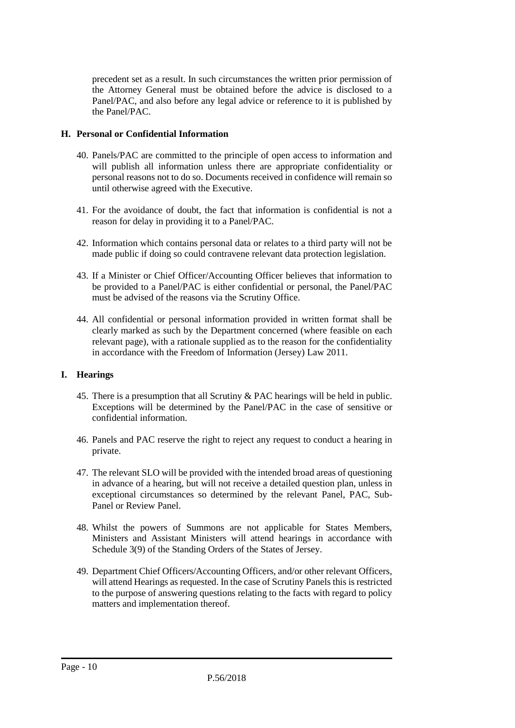precedent set as a result. In such circumstances the written prior permission of the Attorney General must be obtained before the advice is disclosed to a Panel/PAC, and also before any legal advice or reference to it is published by the Panel/PAC.

### H. Personal or Confidential Information

40. Panels/PAC are committed to the principle of open access to information and will publish all information unless there are appropriate confidentiality or personal reasons not to do so. Documents received in confidence will remain so until otherwise agreed with the Executive.

41. For the avoidance of doubt, the fact that information is confidential is not a reason for delay in providing it to a Panel/PAC.

42. Information which contains personal data or relates to a third party will not be made public if doing so could contravene relevant data protection legislation.

43. If a Minister or Chief Officer/Accounting Officer believes that information to be provided to a Panel/PAC is either confidential or personal, the Panel/PAC must be advised of the reasons via the Scrutiny Office.

44. All confidential or personal information provided in written format shall be clearly marked as such by the Department concerned (where feasible on each relevant page), with a rationale supplied as to the reason for the confidentiality in accordance with the Freedom of Information (Jersey) Law 2011.

### I. Hearings

45. There is a presumption that all Scrutiny & PAC hearings will be held in public. Exceptions will be determined by the Panel/PAC in the case of sensitive or confidential information.

46. Panels and PAC reserve the right to reject any request to conduct a hearing in private.

47. The relevant SLO will be provided with the intended broad areas of questioning in advance of a hearing, but will not receive a detailed question plan, unless in exceptional circumstances so determined by the relevant Panel, PAC, Sub-Panel or Review Panel.

48. Whilst the powers of Summons are not applicable for States Members, Ministers and Assistant Ministers will attend hearings in accordance with Schedule 3(9) of the Standing Orders of the States of Jersey.

49. Department Chief Officers/Accounting Officers, and/or other relevant Officers, will attend Hearings as requested. In the case of Scrutiny Panels this is restricted to the purpose of answering questions relating to the facts with regard to policy matters and implementation thereof.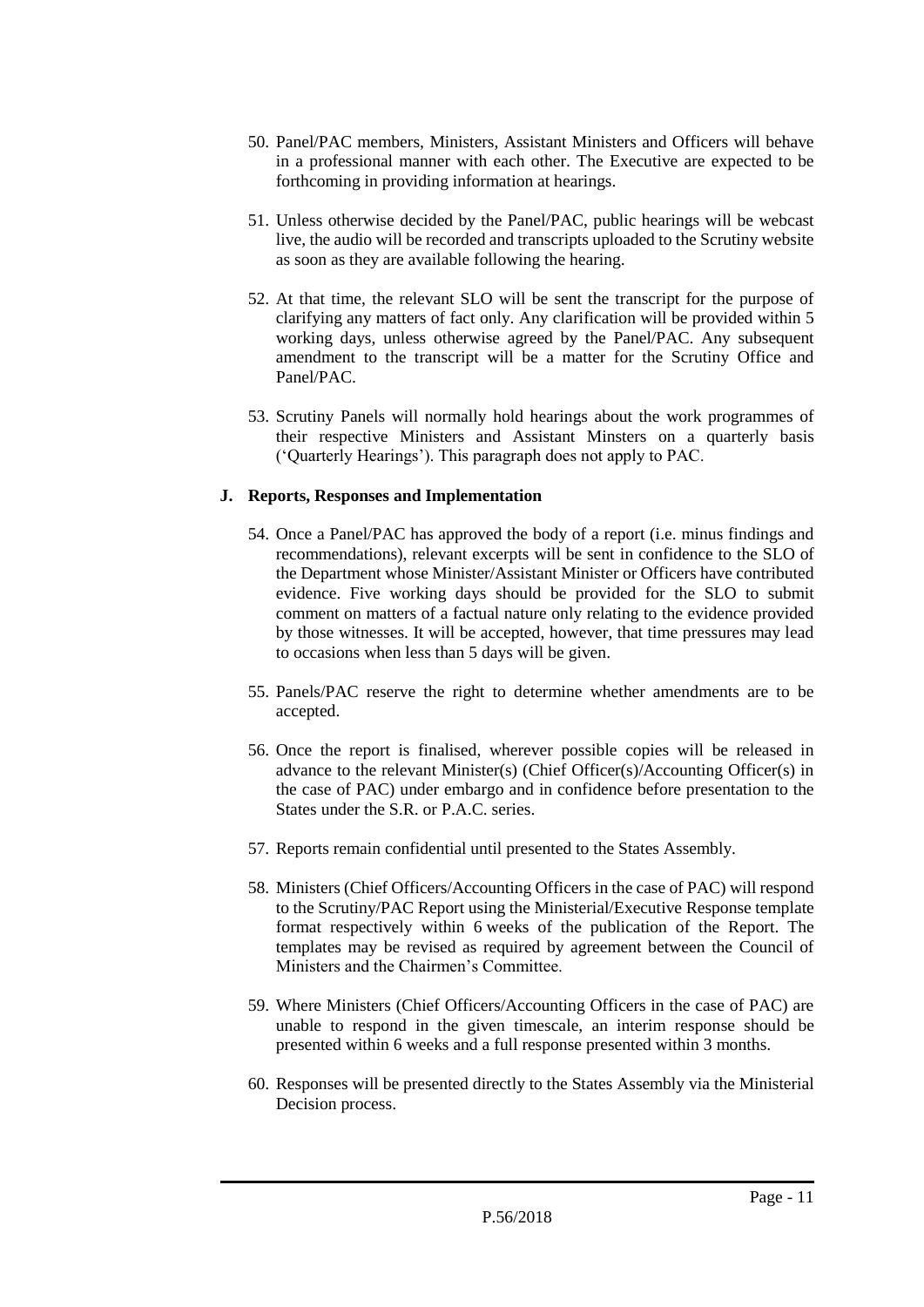50. Panel/PAC members, Ministers, Assistant Ministers and Officers will behave in a professional manner with each other. The Executive are expected to be forthcoming in providing information at hearings.

51. Unless otherwise decided by the Panel/PAC, public hearings will be webcast live, the audio will be recorded and transcripts uploaded to the Scrutiny website as soon as they are available following the hearing.

52. At that time, the relevant SLO will be sent the transcript for the purpose of clarifying any matters of fact only. Any clarification will be provided within 5 working days, unless otherwise agreed by the Panel/PAC. Any subsequent amendment to the transcript will be a matter for the Scrutiny Office and Panel/PAC.

53. Scrutiny Panels will normally hold hearings about the work programmes of their respective Ministers and Assistant Minsters on a quarterly basis ('Quarterly Hearings'). This paragraph does not apply to PAC.

### J. Reports, Responses and Implementation

54. Once a Panel/PAC has approved the body of a report (i.e. minus findings and recommendations), relevant excerpts will be sent in confidence to the SLO of the Department whose Minister/Assistant Minister or Officers have contributed evidence. Five working days should be provided for the SLO to submit comment on matters of a factual nature only relating to the evidence provided by those witnesses. It will be accepted, however, that time pressures may lead to occasions when less than 5 days will be given.

55. Panels/PAC reserve the right to determine whether amendments are to be accepted.

56. Once the report is finalised, wherever possible copies will be released in advance to the relevant Minister(s) (Chief Officer(s)/Accounting Officer(s) in the case of PAC) under embargo and in confidence before presentation to the States under the S.R. or P.A.C. series.

57. Reports remain confidential until presented to the States Assembly.

58. Ministers (Chief Officers/Accounting Officers in the case of PAC) will respond to the Scrutiny/PAC Report using the Ministerial/Executive Response template format respectively within 6 weeks of the publication of the Report. The templates may be revised as required by agreement between the Council of Ministers and the Chairmen's Committee.

59. Where Ministers (Chief Officers/Accounting Officers in the case of PAC) are unable to respond in the given timescale, an interim response should be presented within 6 weeks and a full response presented within 3 months.

60. Responses will be presented directly to the States Assembly via the Ministerial Decision process.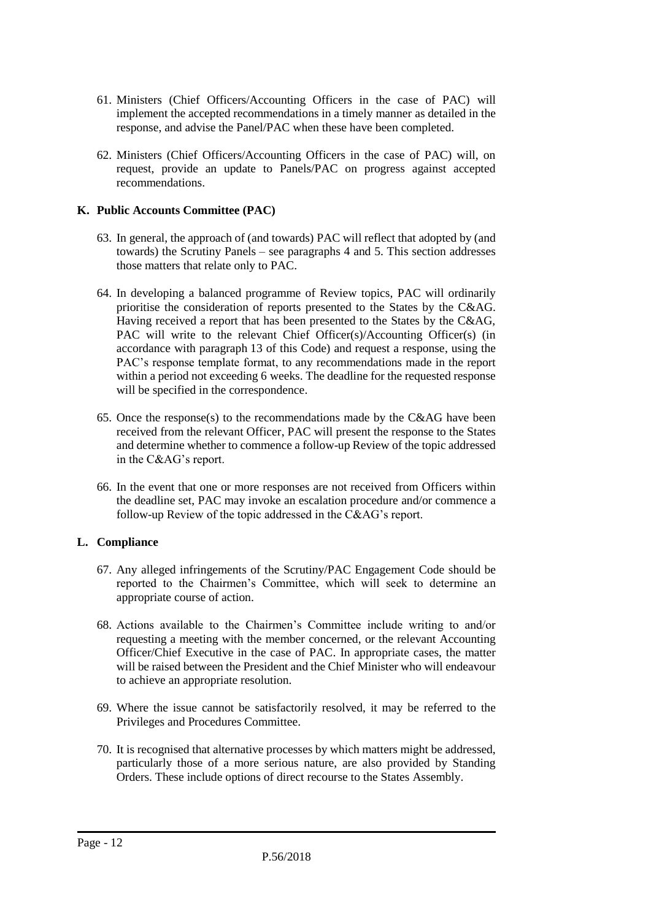61. Ministers (Chief Officers/Accounting Officers in the case of PAC) will implement the accepted recommendations in a timely manner as detailed in the response, and advise the Panel/PAC when these have been completed.

62. Ministers (Chief Officers/Accounting Officers in the case of PAC) will, on request, provide an update to Panels/PAC on progress against accepted recommendations.

### K. Public Accounts Committee (PAC)

63. In general, the approach of (and towards) PAC will reflect that adopted by (and towards) the Scrutiny Panels – see paragraphs 4 and 5. This section addresses those matters that relate only to PAC.

64. In developing a balanced programme of Review topics, PAC will ordinarily prioritise the consideration of reports presented to the States by the C&AG. Having received a report that has been presented to the States by the C&AG, PAC will write to the relevant Chief Officer(s)/Accounting Officer(s) (in accordance with paragraph 13 of this Code) and request a response, using the PAC's response template format, to any recommendations made in the report within a period not exceeding 6 weeks. The deadline for the requested response will be specified in the correspondence.

65. Once the response(s) to the recommendations made by the C&AG have been received from the relevant Officer, PAC will present the response to the States and determine whether to commence a follow-up Review of the topic addressed in the C&AG's report.

66. In the event that one or more responses are not received from Officers within the deadline set, PAC may invoke an escalation procedure and/or commence a follow-up Review of the topic addressed in the C&AG's report.

### L. Compliance

67. Any alleged infringements of the Scrutiny/PAC Engagement Code should be reported to the Chairmen's Committee, which will seek to determine an appropriate course of action.

68. Actions available to the Chairmen's Committee include writing to and/or requesting a meeting with the member concerned, or the relevant Accounting Officer/Chief Executive in the case of PAC. In appropriate cases, the matter will be raised between the President and the Chief Minister who will endeavour to achieve an appropriate resolution.

69. Where the issue cannot be satisfactorily resolved, it may be referred to the Privileges and Procedures Committee.

70. It is recognised that alternative processes by which matters might be addressed, particularly those of a more serious nature, are also provided by Standing Orders. These include options of direct recourse to the States Assembly.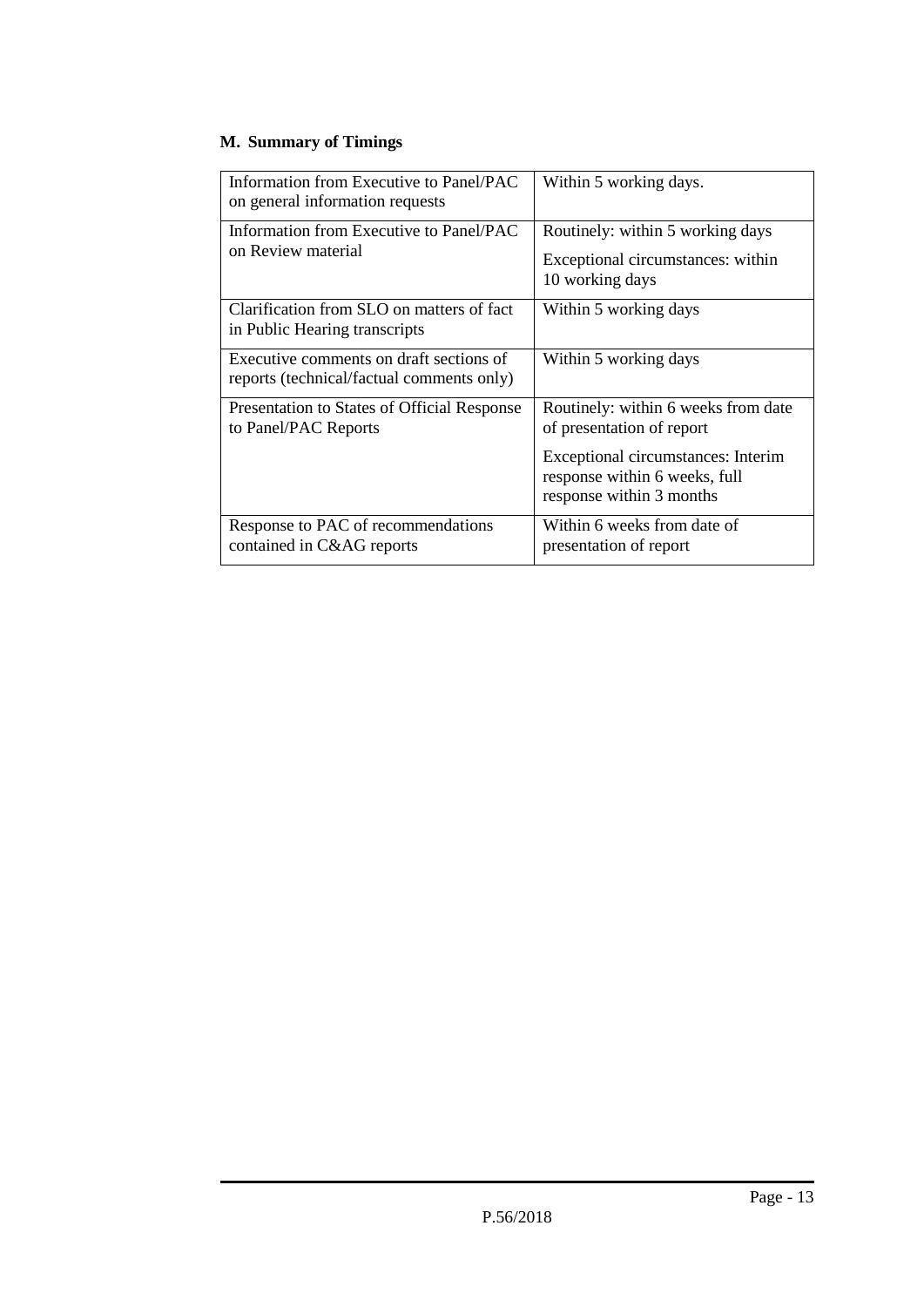## M. Summary of Timings

| | |
|---|---|
| Information from Executive to Panel/PAC on general information requests | Within 5 working days. |
| Information from Executive to Panel/PAC on Review material | Routinely: within 5 working days<br><br>Exceptional circumstances: within 10 working days |
| Clarification from SLO on matters of fact in Public Hearing transcripts | Within 5 working days |
| Executive comments on draft sections of reports (technical/factual comments only) | Within 5 working days |
| Presentation to States of Official Response to Panel/PAC Reports | Routinely: within 6 weeks from date of presentation of report<br><br>Exceptional circumstances: Interim response within 6 weeks, full response within 3 months |
| Response to PAC of recommendations contained in C&AG reports | Within 6 weeks from date of presentation of report |